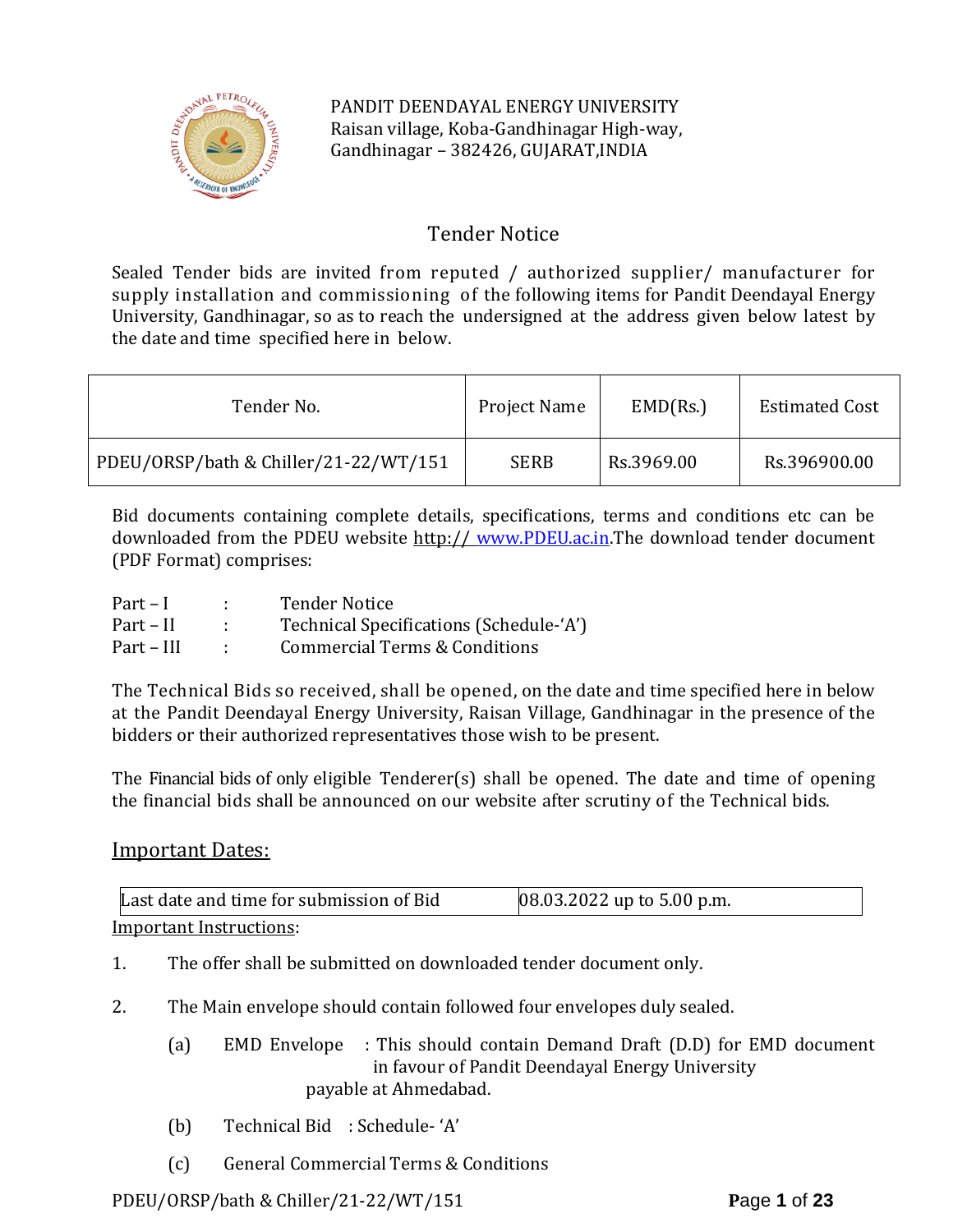PANDIT DEENDAYAL ENERGY UNIVERSITY
Raisan village, Koba-Gandhinagar High-way,
Gandhinagar – 382426, GUJARAT,INDIA

# Tender Notice

Sealed Tender bids are invited from reputed / authorized supplier/ manufacturer for supply installation and commissioning of the following items for Pandit Deendayal Energy University, Gandhinagar, so as to reach the undersigned at the address given below latest by the date and time specified here in below.

| Tender No. | Project Name | EMD(Rs.) | Estimated Cost |
|---|---|---|---|
| PDEU/ORSP/bath & Chiller/21-22/WT/151 | SERB | Rs.3969.00 | Rs.396900.00 |

Bid documents containing complete details, specifications, terms and conditions etc can be downloaded from the PDEU website http:// www.PDEU.ac.in.The download tender document (PDF Format) comprises:

Part – I : Tender Notice
Part – II : Technical Specifications (Schedule-'A')
Part – III : Commercial Terms & Conditions

The Technical Bids so received, shall be opened, on the date and time specified here in below at the Pandit Deendayal Energy University, Raisan Village, Gandhinagar in the presence of the bidders or their authorized representatives those wish to be present.

The Financial bids of only eligible Tenderer(s) shall be opened. The date and time of opening the financial bids shall be announced on our website after scrutiny of the Technical bids.

## Important Dates:

| Last date and time for submission of Bid | 08.03.2022 up to 5.00 p.m. |
|---|---|

Important Instructions:

1. The offer shall be submitted on downloaded tender document only.

2. The Main envelope should contain followed four envelopes duly sealed.

   (a) EMD Envelope : This should contain Demand Draft (D.D) for EMD document in favour of Pandit Deendayal Energy University payable at Ahmedabad.

   (b) Technical Bid : Schedule- 'A'

   (c) General Commercial Terms & Conditions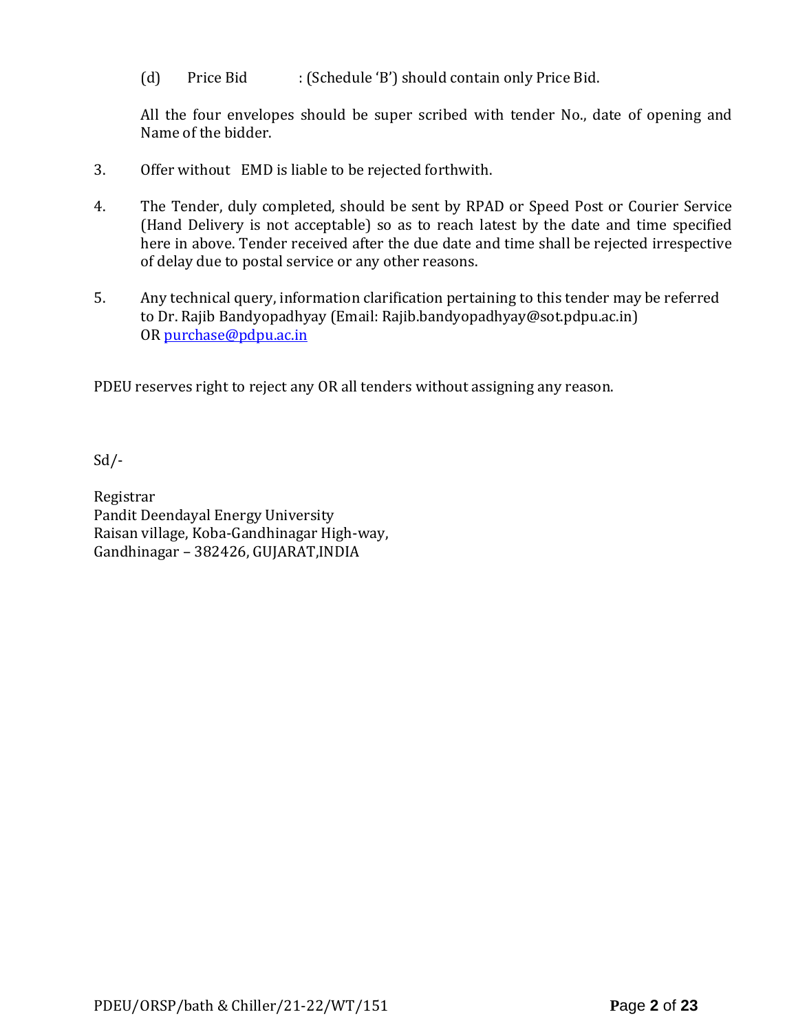(d) Price Bid : (Schedule 'B') should contain only Price Bid.

All the four envelopes should be super scribed with tender No., date of opening and Name of the bidder.

3. Offer without EMD is liable to be rejected forthwith.

4. The Tender, duly completed, should be sent by RPAD or Speed Post or Courier Service (Hand Delivery is not acceptable) so as to reach latest by the date and time specified here in above. Tender received after the due date and time shall be rejected irrespective of delay due to postal service or any other reasons.

5. Any technical query, information clarification pertaining to this tender may be referred to Dr. Rajib Bandyopadhyay (Email: Rajib.bandyopadhyay@sot.pdpu.ac.in) OR purchase@pdpu.ac.in

PDEU reserves right to reject any OR all tenders without assigning any reason.

Sd/-

Registrar
Pandit Deendayal Energy University
Raisan village, Koba-Gandhinagar High-way,
Gandhinagar – 382426, GUJARAT,INDIA

PDEU/ORSP/bath & Chiller/21-22/WT/151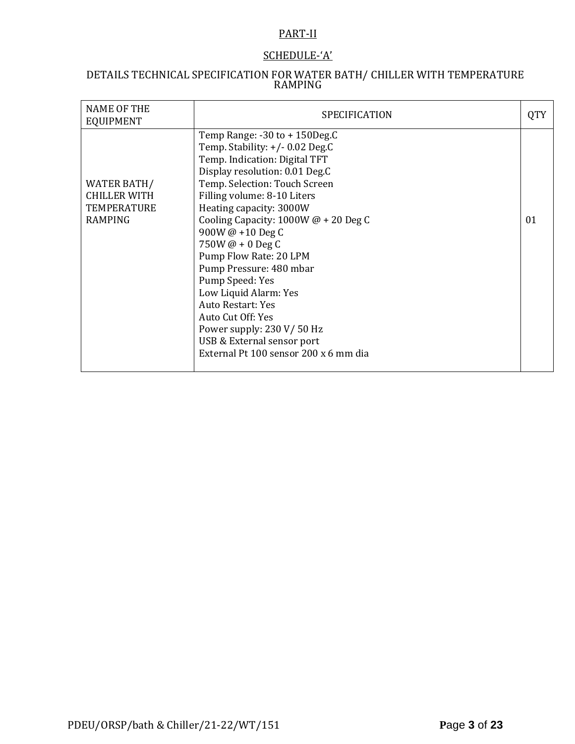## PART-II

## SCHEDULE-'A'

### DETAILS TECHNICAL SPECIFICATION FOR WATER BATH/ CHILLER WITH TEMPERATURE RAMPING

| NAME OF THE EQUIPMENT | SPECIFICATION | QTY |
|---|---|---|
| WATER BATH/ CHILLER WITH TEMPERATURE RAMPING | Temp Range: -30 to + 150Deg.C<br>Temp. Stability: +/- 0.02 Deg.C<br>Temp. Indication: Digital TFT<br>Display resolution: 0.01 Deg.C<br>Temp. Selection: Touch Screen<br>Filling volume: 8-10 Liters<br>Heating capacity: 3000W<br>Cooling Capacity: 1000W @ + 20 Deg C<br>900W @ +10 Deg C<br>750W @ + 0 Deg C<br>Pump Flow Rate: 20 LPM<br>Pump Pressure: 480 mbar<br>Pump Speed: Yes<br>Low Liquid Alarm: Yes<br>Auto Restart: Yes<br>Auto Cut Off: Yes<br>Power supply: 230 V/ 50 Hz<br>USB & External sensor port<br>External Pt 100 sensor 200 x 6 mm dia | 01 |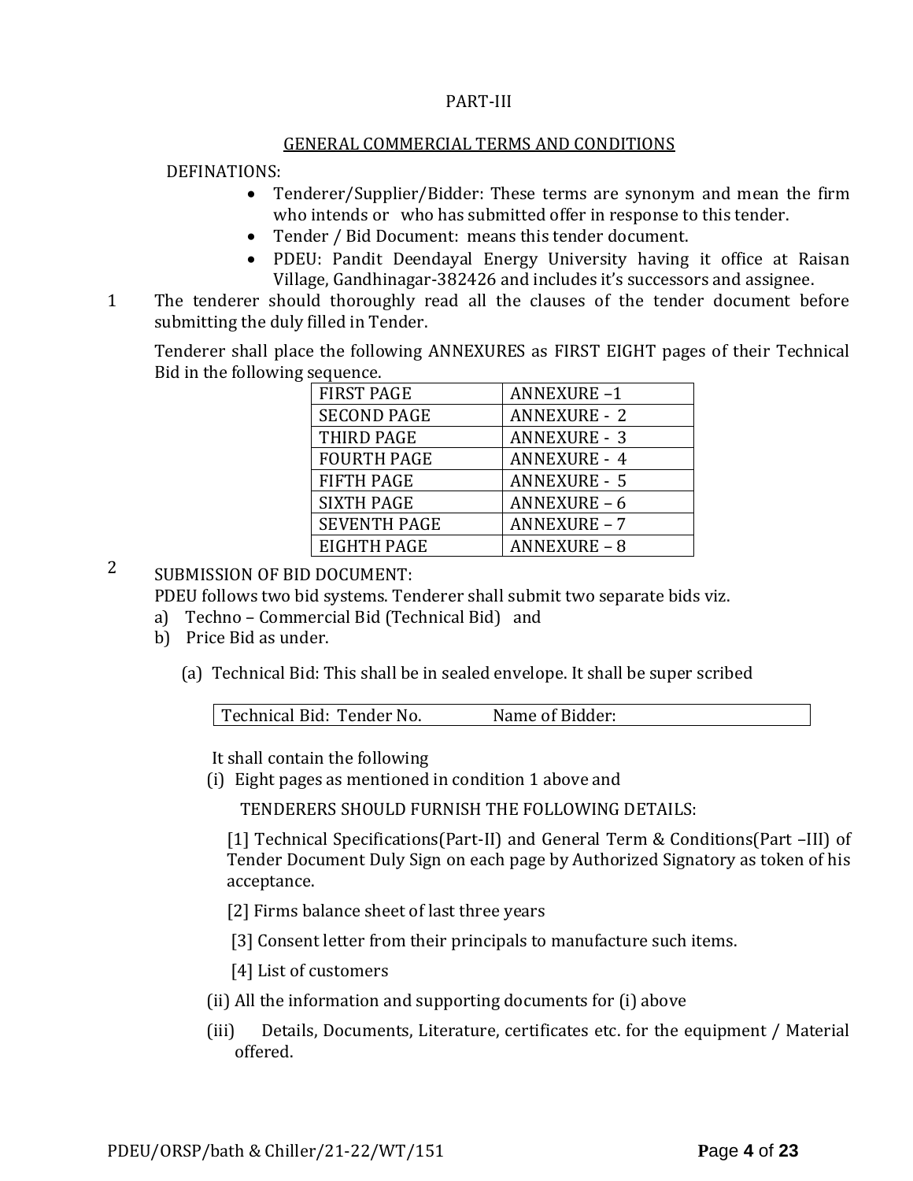PART-III

GENERAL COMMERCIAL TERMS AND CONDITIONS

DEFINATIONS:

- Tenderer/Supplier/Bidder: These terms are synonym and mean the firm who intends or who has submitted offer in response to this tender.
- Tender / Bid Document: means this tender document.
- PDEU: Pandit Deendayal Energy University having it office at Raisan Village, Gandhinagar-382426 and includes it's successors and assignee.

1 The tenderer should thoroughly read all the clauses of the tender document before submitting the duly filled in Tender.

Tenderer shall place the following ANNEXURES as FIRST EIGHT pages of their Technical Bid in the following sequence.

| | |
|---|---|
| FIRST PAGE | ANNEXURE –1 |
| SECOND PAGE | ANNEXURE - 2 |
| THIRD PAGE | ANNEXURE - 3 |
| FOURTH PAGE | ANNEXURE - 4 |
| FIFTH PAGE | ANNEXURE - 5 |
| SIXTH PAGE | ANNEXURE – 6 |
| SEVENTH PAGE | ANNEXURE – 7 |
| EIGHTH PAGE | ANNEXURE – 8 |

2 SUBMISSION OF BID DOCUMENT:

PDEU follows two bid systems. Tenderer shall submit two separate bids viz.

a) Techno – Commercial Bid (Technical Bid) and
b) Price Bid as under.

(a) Technical Bid: This shall be in sealed envelope. It shall be super scribed

| Technical Bid: Tender No. | Name of Bidder: |
|---|---|

It shall contain the following

(i) Eight pages as mentioned in condition 1 above and

TENDERERS SHOULD FURNISH THE FOLLOWING DETAILS:

[1] Technical Specifications(Part-II) and General Term & Conditions(Part –III) of Tender Document Duly Sign on each page by Authorized Signatory as token of his acceptance.

[2] Firms balance sheet of last three years

[3] Consent letter from their principals to manufacture such items.

[4] List of customers

(ii) All the information and supporting documents for (i) above

(iii) Details, Documents, Literature, certificates etc. for the equipment / Material offered.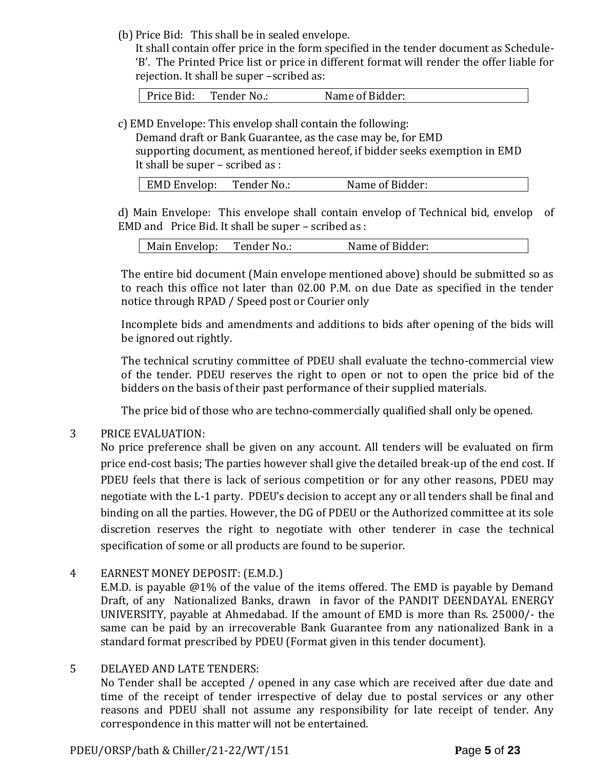(b) Price Bid: This shall be in sealed envelope.

It shall contain offer price in the form specified in the tender document as Schedule-'B'. The Printed Price list or price in different format will render the offer liable for rejection. It shall be super –scribed as:

| Price Bid: | Tender No.: | Name of Bidder: |
|---|---|---|

c) EMD Envelope: This envelop shall contain the following:

Demand draft or Bank Guarantee, as the case may be, for EMD
supporting document, as mentioned hereof, if bidder seeks exemption in EMD
It shall be super – scribed as :

| EMD Envelop: | Tender No.: | Name of Bidder: |
|---|---|---|

d) Main Envelope: This envelope shall contain envelop of Technical bid, envelop of EMD and Price Bid. It shall be super – scribed as :

| Main Envelop: | Tender No.: | Name of Bidder: |
|---|---|---|

The entire bid document (Main envelope mentioned above) should be submitted so as to reach this office not later than 02.00 P.M. on due Date as specified in the tender notice through RPAD / Speed post or Courier only

Incomplete bids and amendments and additions to bids after opening of the bids will be ignored out rightly.

The technical scrutiny committee of PDEU shall evaluate the techno-commercial view of the tender. PDEU reserves the right to open or not to open the price bid of the bidders on the basis of their past performance of their supplied materials.

The price bid of those who are techno-commercially qualified shall only be opened.

3 PRICE EVALUATION:

No price preference shall be given on any account. All tenders will be evaluated on firm price end-cost basis; The parties however shall give the detailed break-up of the end cost. If PDEU feels that there is lack of serious competition or for any other reasons, PDEU may negotiate with the L-1 party. PDEU's decision to accept any or all tenders shall be final and binding on all the parties. However, the DG of PDEU or the Authorized committee at its sole discretion reserves the right to negotiate with other tenderer in case the technical specification of some or all products are found to be superior.

4 EARNEST MONEY DEPOSIT: (E.M.D.)

E.M.D. is payable @1% of the value of the items offered. The EMD is payable by Demand Draft, of any Nationalized Banks, drawn in favor of the PANDIT DEENDAYAL ENERGY UNIVERSITY, payable at Ahmedabad. If the amount of EMD is more than Rs. 25000/- the same can be paid by an irrecoverable Bank Guarantee from any nationalized Bank in a standard format prescribed by PDEU (Format given in this tender document).

5 DELAYED AND LATE TENDERS:

No Tender shall be accepted / opened in any case which are received after due date and time of the receipt of tender irrespective of delay due to postal services or any other reasons and PDEU shall not assume any responsibility for late receipt of tender. Any correspondence in this matter will not be entertained.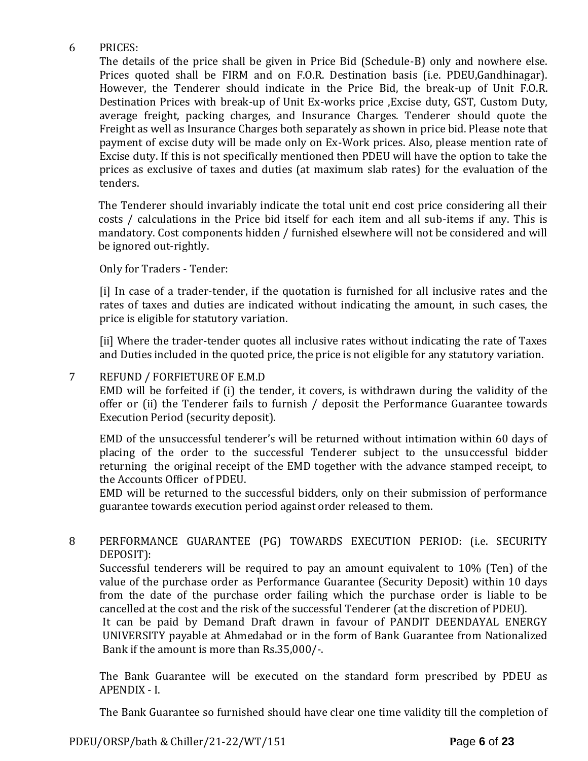## 6 PRICES:

The details of the price shall be given in Price Bid (Schedule-B) only and nowhere else. Prices quoted shall be FIRM and on F.O.R. Destination basis (i.e. PDEU,Gandhinagar). However, the Tenderer should indicate in the Price Bid, the break-up of Unit F.O.R. Destination Prices with break-up of Unit Ex-works price ,Excise duty, GST, Custom Duty, average freight, packing charges, and Insurance Charges. Tenderer should quote the Freight as well as Insurance Charges both separately as shown in price bid. Please note that payment of excise duty will be made only on Ex-Work prices. Also, please mention rate of Excise duty. If this is not specifically mentioned then PDEU will have the option to take the prices as exclusive of taxes and duties (at maximum slab rates) for the evaluation of the tenders.

The Tenderer should invariably indicate the total unit end cost price considering all their costs / calculations in the Price bid itself for each item and all sub-items if any. This is mandatory. Cost components hidden / furnished elsewhere will not be considered and will be ignored out-rightly.

Only for Traders - Tender:

[i] In case of a trader-tender, if the quotation is furnished for all inclusive rates and the rates of taxes and duties are indicated without indicating the amount, in such cases, the price is eligible for statutory variation.

[ii] Where the trader-tender quotes all inclusive rates without indicating the rate of Taxes and Duties included in the quoted price, the price is not eligible for any statutory variation.

## 7 REFUND / FORFIETURE OF E.M.D

EMD will be forfeited if (i) the tender, it covers, is withdrawn during the validity of the offer or (ii) the Tenderer fails to furnish / deposit the Performance Guarantee towards Execution Period (security deposit).

EMD of the unsuccessful tenderer's will be returned without intimation within 60 days of placing of the order to the successful Tenderer subject to the unsuccessful bidder returning the original receipt of the EMD together with the advance stamped receipt, to the Accounts Officer of PDEU.

EMD will be returned to the successful bidders, only on their submission of performance guarantee towards execution period against order released to them.

## 8 PERFORMANCE GUARANTEE (PG) TOWARDS EXECUTION PERIOD: (i.e. SECURITY DEPOSIT):

Successful tenderers will be required to pay an amount equivalent to 10% (Ten) of the value of the purchase order as Performance Guarantee (Security Deposit) within 10 days from the date of the purchase order failing which the purchase order is liable to be cancelled at the cost and the risk of the successful Tenderer (at the discretion of PDEU).

It can be paid by Demand Draft drawn in favour of PANDIT DEENDAYAL ENERGY UNIVERSITY payable at Ahmedabad or in the form of Bank Guarantee from Nationalized Bank if the amount is more than Rs.35,000/-.

The Bank Guarantee will be executed on the standard form prescribed by PDEU as APENDIX - I.

The Bank Guarantee so furnished should have clear one time validity till the completion of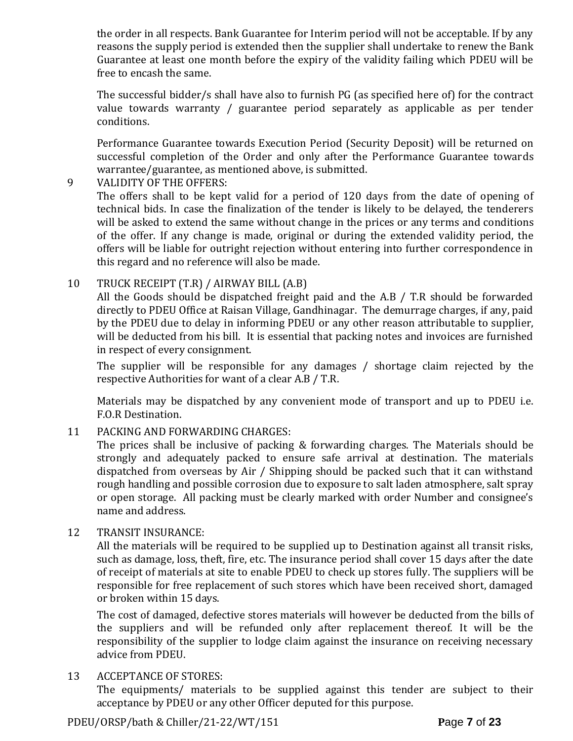the order in all respects. Bank Guarantee for Interim period will not be acceptable. If by any reasons the supply period is extended then the supplier shall undertake to renew the Bank Guarantee at least one month before the expiry of the validity failing which PDEU will be free to encash the same.

The successful bidder/s shall have also to furnish PG (as specified here of) for the contract value towards warranty / guarantee period separately as applicable as per tender conditions.

Performance Guarantee towards Execution Period (Security Deposit) will be returned on successful completion of the Order and only after the Performance Guarantee towards warrantee/guarantee, as mentioned above, is submitted.

9 VALIDITY OF THE OFFERS:

The offers shall to be kept valid for a period of 120 days from the date of opening of technical bids. In case the finalization of the tender is likely to be delayed, the tenderers will be asked to extend the same without change in the prices or any terms and conditions of the offer. If any change is made, original or during the extended validity period, the offers will be liable for outright rejection without entering into further correspondence in this regard and no reference will also be made.

10 TRUCK RECEIPT (T.R) / AIRWAY BILL (A.B)

All the Goods should be dispatched freight paid and the A.B / T.R should be forwarded directly to PDEU Office at Raisan Village, Gandhinagar. The demurrage charges, if any, paid by the PDEU due to delay in informing PDEU or any other reason attributable to supplier, will be deducted from his bill. It is essential that packing notes and invoices are furnished in respect of every consignment.

The supplier will be responsible for any damages / shortage claim rejected by the respective Authorities for want of a clear A.B / T.R.

Materials may be dispatched by any convenient mode of transport and up to PDEU i.e. F.O.R Destination.

11 PACKING AND FORWARDING CHARGES:

The prices shall be inclusive of packing & forwarding charges. The Materials should be strongly and adequately packed to ensure safe arrival at destination. The materials dispatched from overseas by Air / Shipping should be packed such that it can withstand rough handling and possible corrosion due to exposure to salt laden atmosphere, salt spray or open storage. All packing must be clearly marked with order Number and consignee's name and address.

12 TRANSIT INSURANCE:

All the materials will be required to be supplied up to Destination against all transit risks, such as damage, loss, theft, fire, etc. The insurance period shall cover 15 days after the date of receipt of materials at site to enable PDEU to check up stores fully. The suppliers will be responsible for free replacement of such stores which have been received short, damaged or broken within 15 days.

The cost of damaged, defective stores materials will however be deducted from the bills of the suppliers and will be refunded only after replacement thereof. It will be the responsibility of the supplier to lodge claim against the insurance on receiving necessary advice from PDEU.

13 ACCEPTANCE OF STORES:

The equipments/ materials to be supplied against this tender are subject to their acceptance by PDEU or any other Officer deputed for this purpose.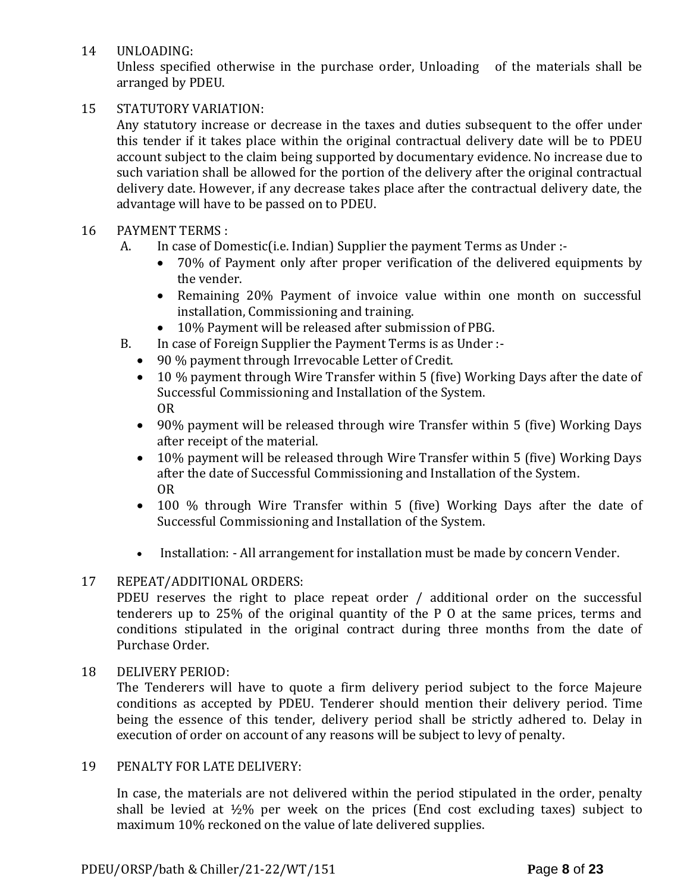14 UNLOADING:

Unless specified otherwise in the purchase order, Unloading of the materials shall be arranged by PDEU.

15 STATUTORY VARIATION:

Any statutory increase or decrease in the taxes and duties subsequent to the offer under this tender if it takes place within the original contractual delivery date will be to PDEU account subject to the claim being supported by documentary evidence. No increase due to such variation shall be allowed for the portion of the delivery after the original contractual delivery date. However, if any decrease takes place after the contractual delivery date, the advantage will have to be passed on to PDEU.

16 PAYMENT TERMS :

A. In case of Domestic(i.e. Indian) Supplier the payment Terms as Under :-

- 70% of Payment only after proper verification of the delivered equipments by the vender.
- Remaining 20% Payment of invoice value within one month on successful installation, Commissioning and training.
- 10% Payment will be released after submission of PBG.

B. In case of Foreign Supplier the Payment Terms is as Under :-

- 90 % payment through Irrevocable Letter of Credit.
- 10 % payment through Wire Transfer within 5 (five) Working Days after the date of Successful Commissioning and Installation of the System.
  OR
- 90% payment will be released through wire Transfer within 5 (five) Working Days after receipt of the material.
- 10% payment will be released through Wire Transfer within 5 (five) Working Days after the date of Successful Commissioning and Installation of the System.
  OR
- 100 % through Wire Transfer within 5 (five) Working Days after the date of Successful Commissioning and Installation of the System.

- Installation: - All arrangement for installation must be made by concern Vender.

17 REPEAT/ADDITIONAL ORDERS:

PDEU reserves the right to place repeat order / additional order on the successful tenderers up to 25% of the original quantity of the P O at the same prices, terms and conditions stipulated in the original contract during three months from the date of Purchase Order.

18 DELIVERY PERIOD:

The Tenderers will have to quote a firm delivery period subject to the force Majeure conditions as accepted by PDEU. Tenderer should mention their delivery period. Time being the essence of this tender, delivery period shall be strictly adhered to. Delay in execution of order on account of any reasons will be subject to levy of penalty.

19 PENALTY FOR LATE DELIVERY:

In case, the materials are not delivered within the period stipulated in the order, penalty shall be levied at ½% per week on the prices (End cost excluding taxes) subject to maximum 10% reckoned on the value of late delivered supplies.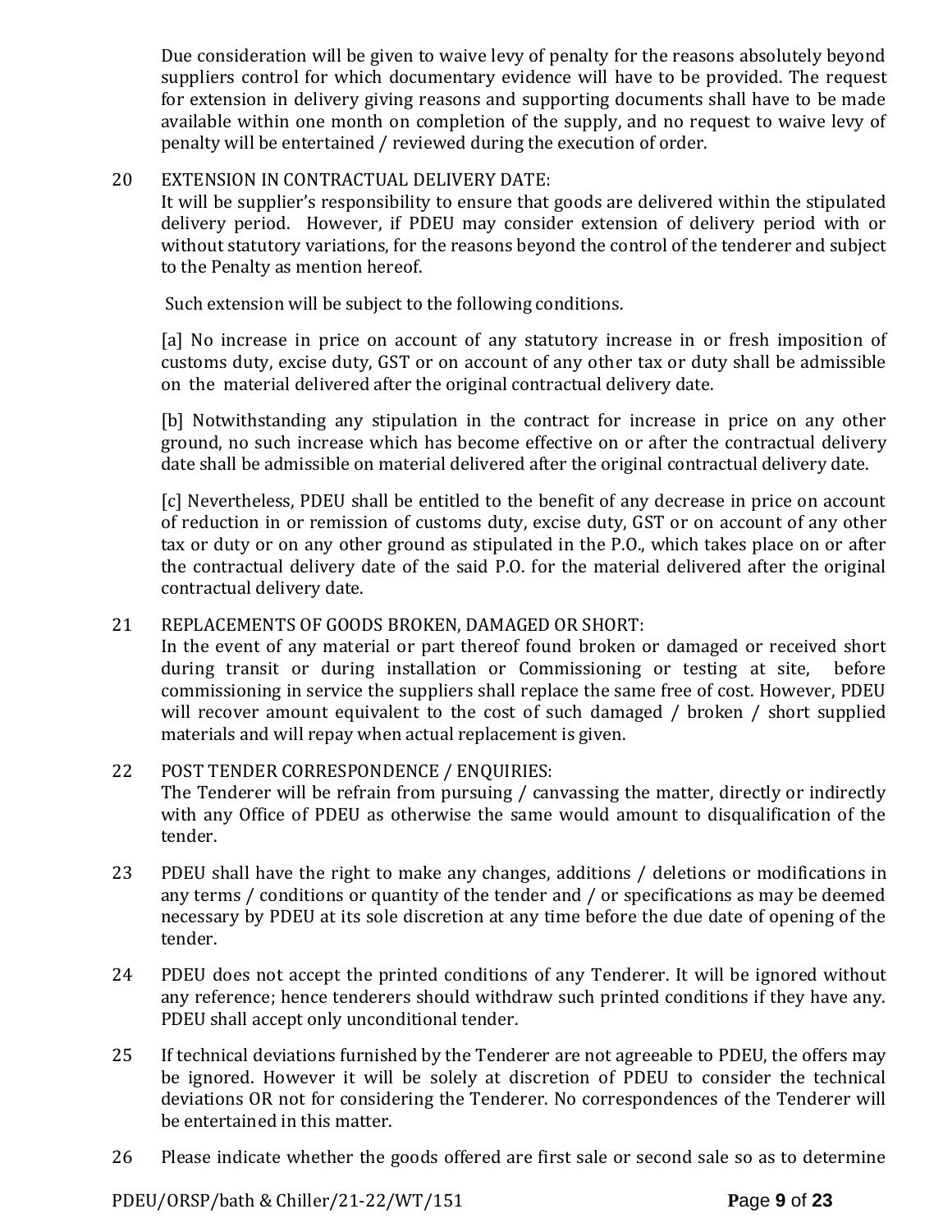Due consideration will be given to waive levy of penalty for the reasons absolutely beyond suppliers control for which documentary evidence will have to be provided. The request for extension in delivery giving reasons and supporting documents shall have to be made available within one month on completion of the supply, and no request to waive levy of penalty will be entertained / reviewed during the execution of order.

20 EXTENSION IN CONTRACTUAL DELIVERY DATE:

It will be supplier's responsibility to ensure that goods are delivered within the stipulated delivery period. However, if PDEU may consider extension of delivery period with or without statutory variations, for the reasons beyond the control of the tenderer and subject to the Penalty as mention hereof.

Such extension will be subject to the following conditions.

[a] No increase in price on account of any statutory increase in or fresh imposition of customs duty, excise duty, GST or on account of any other tax or duty shall be admissible on the material delivered after the original contractual delivery date.

[b] Notwithstanding any stipulation in the contract for increase in price on any other ground, no such increase which has become effective on or after the contractual delivery date shall be admissible on material delivered after the original contractual delivery date.

[c] Nevertheless, PDEU shall be entitled to the benefit of any decrease in price on account of reduction in or remission of customs duty, excise duty, GST or on account of any other tax or duty or on any other ground as stipulated in the P.O., which takes place on or after the contractual delivery date of the said P.O. for the material delivered after the original contractual delivery date.

21 REPLACEMENTS OF GOODS BROKEN, DAMAGED OR SHORT:

In the event of any material or part thereof found broken or damaged or received short during transit or during installation or Commissioning or testing at site, before commissioning in service the suppliers shall replace the same free of cost. However, PDEU will recover amount equivalent to the cost of such damaged / broken / short supplied materials and will repay when actual replacement is given.

22 POST TENDER CORRESPONDENCE / ENQUIRIES:

The Tenderer will be refrain from pursuing / canvassing the matter, directly or indirectly with any Office of PDEU as otherwise the same would amount to disqualification of the tender.

23 PDEU shall have the right to make any changes, additions / deletions or modifications in any terms / conditions or quantity of the tender and / or specifications as may be deemed necessary by PDEU at its sole discretion at any time before the due date of opening of the tender.

24 PDEU does not accept the printed conditions of any Tenderer. It will be ignored without any reference; hence tenderers should withdraw such printed conditions if they have any. PDEU shall accept only unconditional tender.

25 If technical deviations furnished by the Tenderer are not agreeable to PDEU, the offers may be ignored. However it will be solely at discretion of PDEU to consider the technical deviations OR not for considering the Tenderer. No correspondences of the Tenderer will be entertained in this matter.

26 Please indicate whether the goods offered are first sale or second sale so as to determine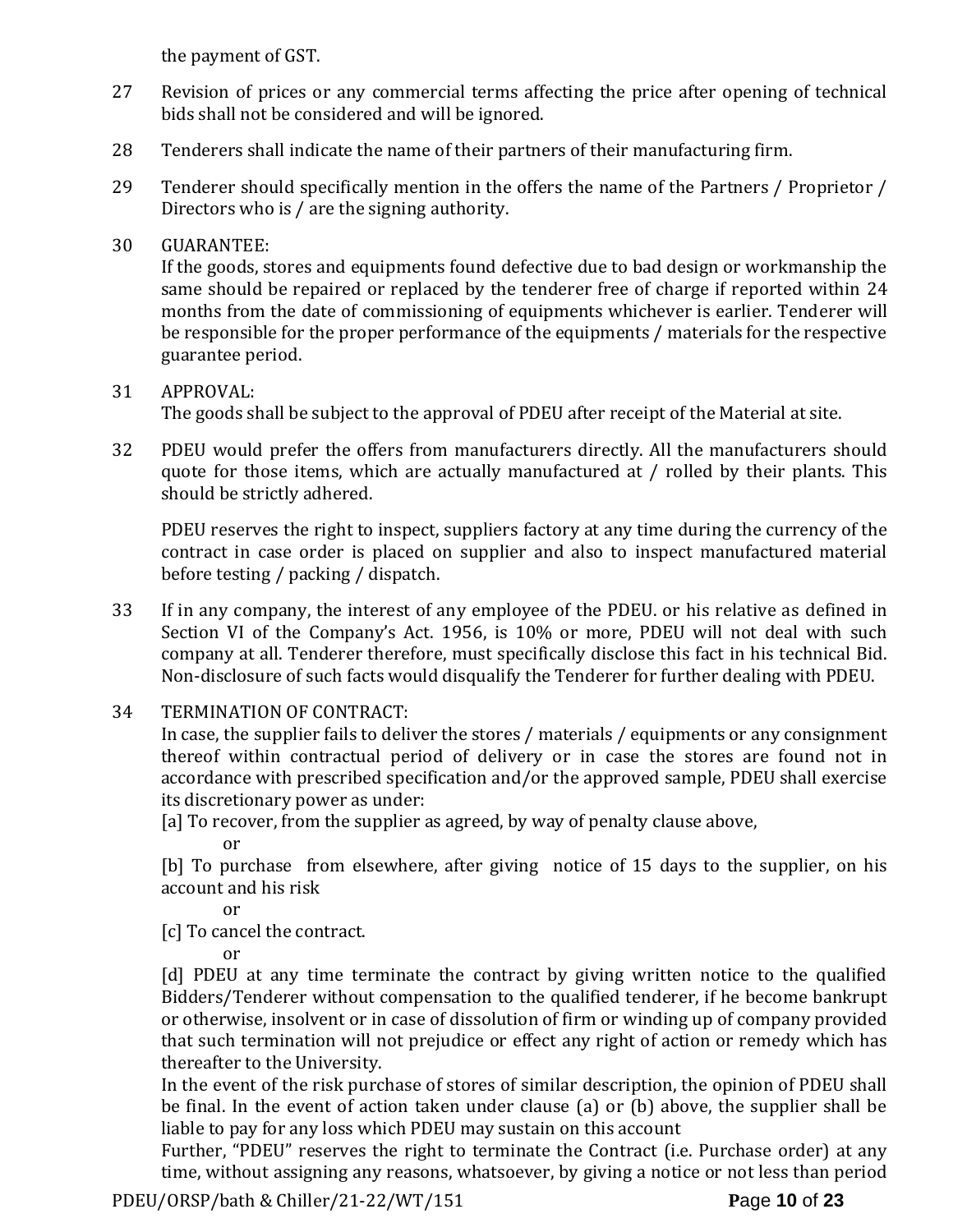the payment of GST.

27 Revision of prices or any commercial terms affecting the price after opening of technical bids shall not be considered and will be ignored.

28 Tenderers shall indicate the name of their partners of their manufacturing firm.

29 Tenderer should specifically mention in the offers the name of the Partners / Proprietor / Directors who is / are the signing authority.

30 GUARANTEE:
If the goods, stores and equipments found defective due to bad design or workmanship the same should be repaired or replaced by the tenderer free of charge if reported within 24 months from the date of commissioning of equipments whichever is earlier. Tenderer will be responsible for the proper performance of the equipments / materials for the respective guarantee period.

31 APPROVAL:
The goods shall be subject to the approval of PDEU after receipt of the Material at site.

32 PDEU would prefer the offers from manufacturers directly. All the manufacturers should quote for those items, which are actually manufactured at / rolled by their plants. This should be strictly adhered.

PDEU reserves the right to inspect, suppliers factory at any time during the currency of the contract in case order is placed on supplier and also to inspect manufactured material before testing / packing / dispatch.

33 If in any company, the interest of any employee of the PDEU. or his relative as defined in Section VI of the Company's Act. 1956, is 10% or more, PDEU will not deal with such company at all. Tenderer therefore, must specifically disclose this fact in his technical Bid. Non-disclosure of such facts would disqualify the Tenderer for further dealing with PDEU.

34 TERMINATION OF CONTRACT:
In case, the supplier fails to deliver the stores / materials / equipments or any consignment thereof within contractual period of delivery or in case the stores are found not in accordance with prescribed specification and/or the approved sample, PDEU shall exercise its discretionary power as under:

[a] To recover, from the supplier as agreed, by way of penalty clause above,

or

[b] To purchase from elsewhere, after giving notice of 15 days to the supplier, on his account and his risk

or

[c] To cancel the contract.

or

[d] PDEU at any time terminate the contract by giving written notice to the qualified Bidders/Tenderer without compensation to the qualified tenderer, if he become bankrupt or otherwise, insolvent or in case of dissolution of firm or winding up of company provided that such termination will not prejudice or effect any right of action or remedy which has thereafter to the University.

In the event of the risk purchase of stores of similar description, the opinion of PDEU shall be final. In the event of action taken under clause (a) or (b) above, the supplier shall be liable to pay for any loss which PDEU may sustain on this account

Further, "PDEU" reserves the right to terminate the Contract (i.e. Purchase order) at any time, without assigning any reasons, whatsoever, by giving a notice or not less than period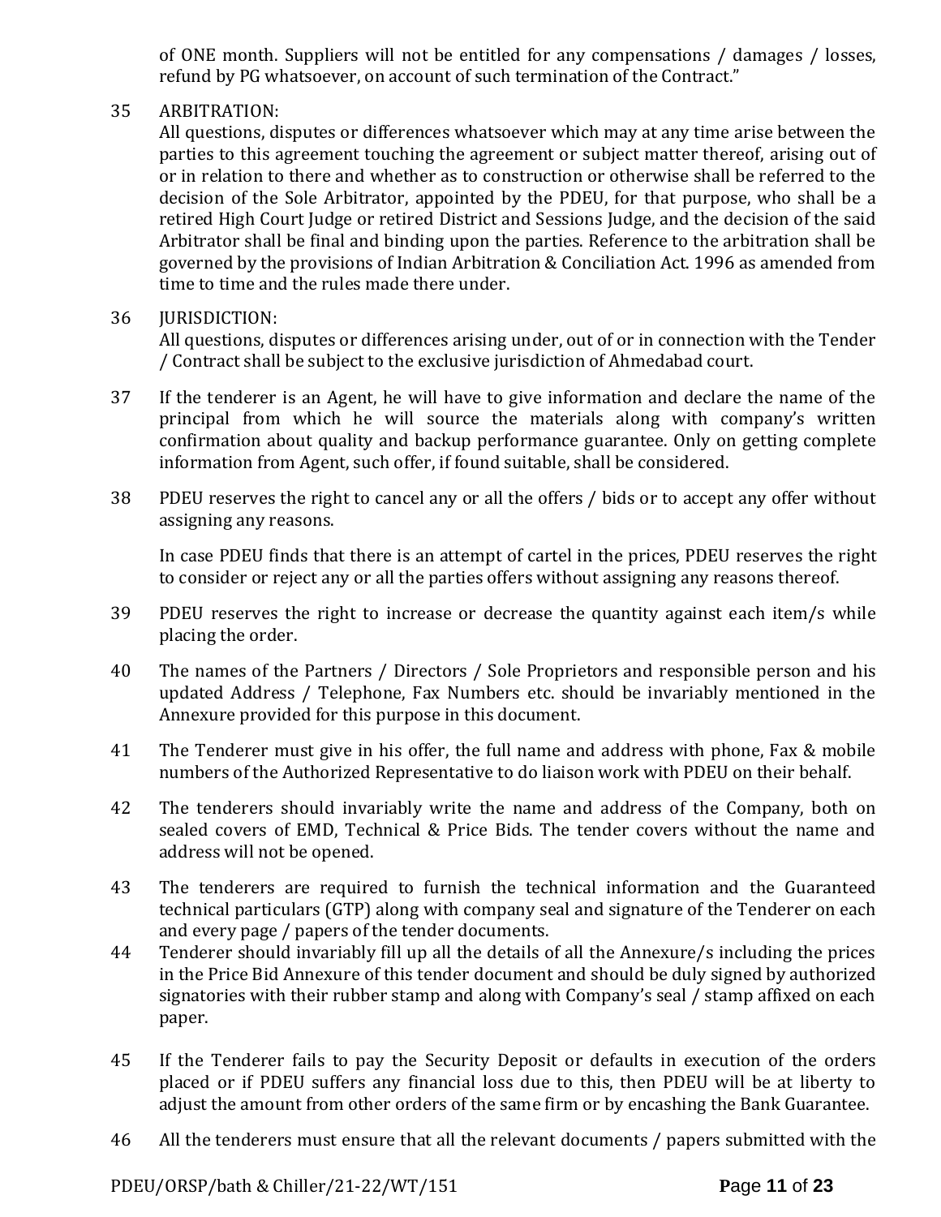of ONE month. Suppliers will not be entitled for any compensations / damages / losses, refund by PG whatsoever, on account of such termination of the Contract."

35 ARBITRATION:
All questions, disputes or differences whatsoever which may at any time arise between the parties to this agreement touching the agreement or subject matter thereof, arising out of or in relation to there and whether as to construction or otherwise shall be referred to the decision of the Sole Arbitrator, appointed by the PDEU, for that purpose, who shall be a retired High Court Judge or retired District and Sessions Judge, and the decision of the said Arbitrator shall be final and binding upon the parties. Reference to the arbitration shall be governed by the provisions of Indian Arbitration & Conciliation Act. 1996 as amended from time to time and the rules made there under.

36 JURISDICTION:
All questions, disputes or differences arising under, out of or in connection with the Tender / Contract shall be subject to the exclusive jurisdiction of Ahmedabad court.

37 If the tenderer is an Agent, he will have to give information and declare the name of the principal from which he will source the materials along with company's written confirmation about quality and backup performance guarantee. Only on getting complete information from Agent, such offer, if found suitable, shall be considered.

38 PDEU reserves the right to cancel any or all the offers / bids or to accept any offer without assigning any reasons.

In case PDEU finds that there is an attempt of cartel in the prices, PDEU reserves the right to consider or reject any or all the parties offers without assigning any reasons thereof.

39 PDEU reserves the right to increase or decrease the quantity against each item/s while placing the order.

40 The names of the Partners / Directors / Sole Proprietors and responsible person and his updated Address / Telephone, Fax Numbers etc. should be invariably mentioned in the Annexure provided for this purpose in this document.

41 The Tenderer must give in his offer, the full name and address with phone, Fax & mobile numbers of the Authorized Representative to do liaison work with PDEU on their behalf.

42 The tenderers should invariably write the name and address of the Company, both on sealed covers of EMD, Technical & Price Bids. The tender covers without the name and address will not be opened.

43 The tenderers are required to furnish the technical information and the Guaranteed technical particulars (GTP) along with company seal and signature of the Tenderer on each and every page / papers of the tender documents.

44 Tenderer should invariably fill up all the details of all the Annexure/s including the prices in the Price Bid Annexure of this tender document and should be duly signed by authorized signatories with their rubber stamp and along with Company's seal / stamp affixed on each paper.

45 If the Tenderer fails to pay the Security Deposit or defaults in execution of the orders placed or if PDEU suffers any financial loss due to this, then PDEU will be at liberty to adjust the amount from other orders of the same firm or by encashing the Bank Guarantee.

46 All the tenderers must ensure that all the relevant documents / papers submitted with the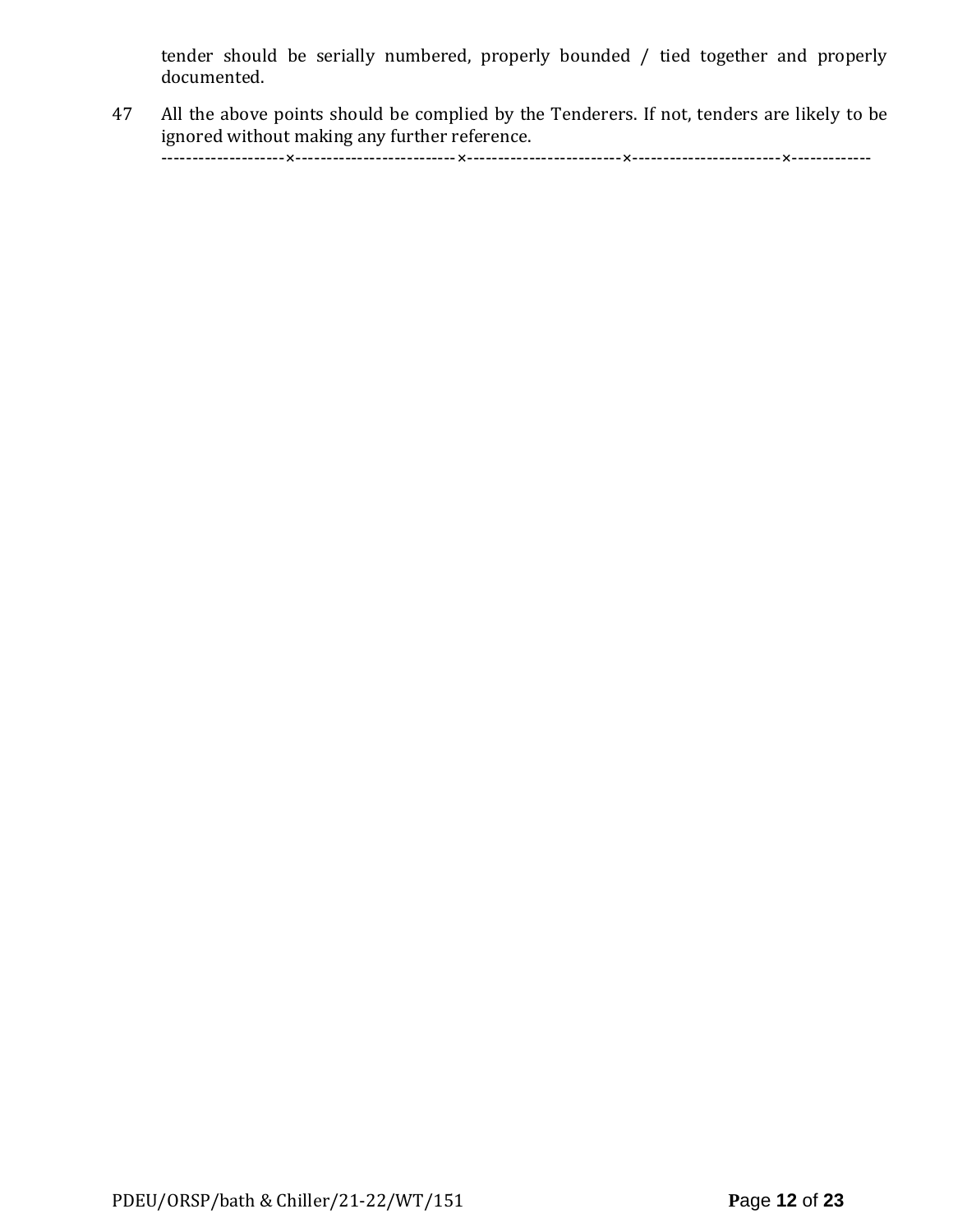tender should be serially numbered, properly bounded / tied together and properly documented.

47 All the above points should be complied by the Tenderers. If not, tenders are likely to be ignored without making any further reference.

--------------------×--------------------------×-------------------------×------------------------×-------------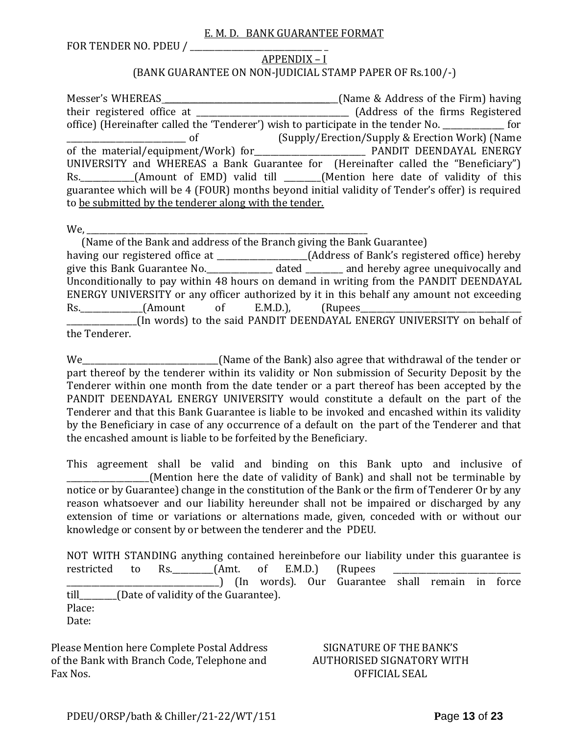E. M. D. BANK GUARANTEE FORMAT

FOR TENDER NO. PDEU / _________________________________ _

APPENDIX – I

(BANK GUARANTEE ON NON-JUDICIAL STAMP PAPER OF Rs.100/-)

Messer's WHEREAS_____________________________________________(Name & Address of the Firm) having their registered office at _____________________________________ (Address of the firms Registered office) (Hereinafter called the 'Tenderer') wish to participate in the tender No. _______________ for _____________________________ of (Supply/Erection/Supply & Erection Work) (Name of the material/equipment/Work) for____________________________ PANDIT DEENDAYAL ENERGY UNIVERSITY and WHEREAS a Bank Guarantee for (Hereinafter called the "Beneficiary") Rs.______________(Amount of EMD) valid till _________(Mention here date of validity of this guarantee which will be 4 (FOUR) months beyond initial validity of Tender's offer) is required to be submitted by the tenderer along with the tender.

We, ___________________________________________________________________________

(Name of the Bank and address of the Branch giving the Bank Guarantee)

having our registered office at ______________________(Address of Bank's registered office) hereby give this Bank Guarantee No.________________ dated _________ and hereby agree unequivocally and Unconditionally to pay within 48 hours on demand in writing from the PANDIT DEENDAYAL ENERGY UNIVERSITY or any officer authorized by it in this behalf any amount not exceeding Rs._______________(Amount of E.M.D.), (Rupees_________________________________________ _________________(In words) to the said PANDIT DEENDAYAL ENERGY UNIVERSITY on behalf of the Tenderer.

We__________________________________(Name of the Bank) also agree that withdrawal of the tender or part thereof by the tenderer within its validity or Non submission of Security Deposit by the Tenderer within one month from the date tender or a part thereof has been accepted by the PANDIT DEENDAYAL ENERGY UNIVERSITY would constitute a default on the part of the Tenderer and that this Bank Guarantee is liable to be invoked and encashed within its validity by the Beneficiary in case of any occurrence of a default on the part of the Tenderer and that the encashed amount is liable to be forfeited by the Beneficiary.

This agreement shall be valid and binding on this Bank upto and inclusive of ____________________(Mention here the date of validity of Bank) and shall not be terminable by notice or by Guarantee) change in the constitution of the Bank or the firm of Tenderer Or by any reason whatsoever and our liability hereunder shall not be impaired or discharged by any extension of time or variations or alternations made, given, conceded with or without our knowledge or consent by or between the tenderer and the PDEU.

NOT WITH STANDING anything contained hereinbefore our liability under this guarantee is restricted to Rs.__________(Amt. of E.M.D.) (Rupees _______________________________ ______________________________________) (In words). Our Guarantee shall remain in force till_________(Date of validity of the Guarantee).

Place:

Date:

Please Mention here Complete Postal Address of the Bank with Branch Code, Telephone and Fax Nos.

SIGNATURE OF THE BANK'S AUTHORISED SIGNATORY WITH OFFICIAL SEAL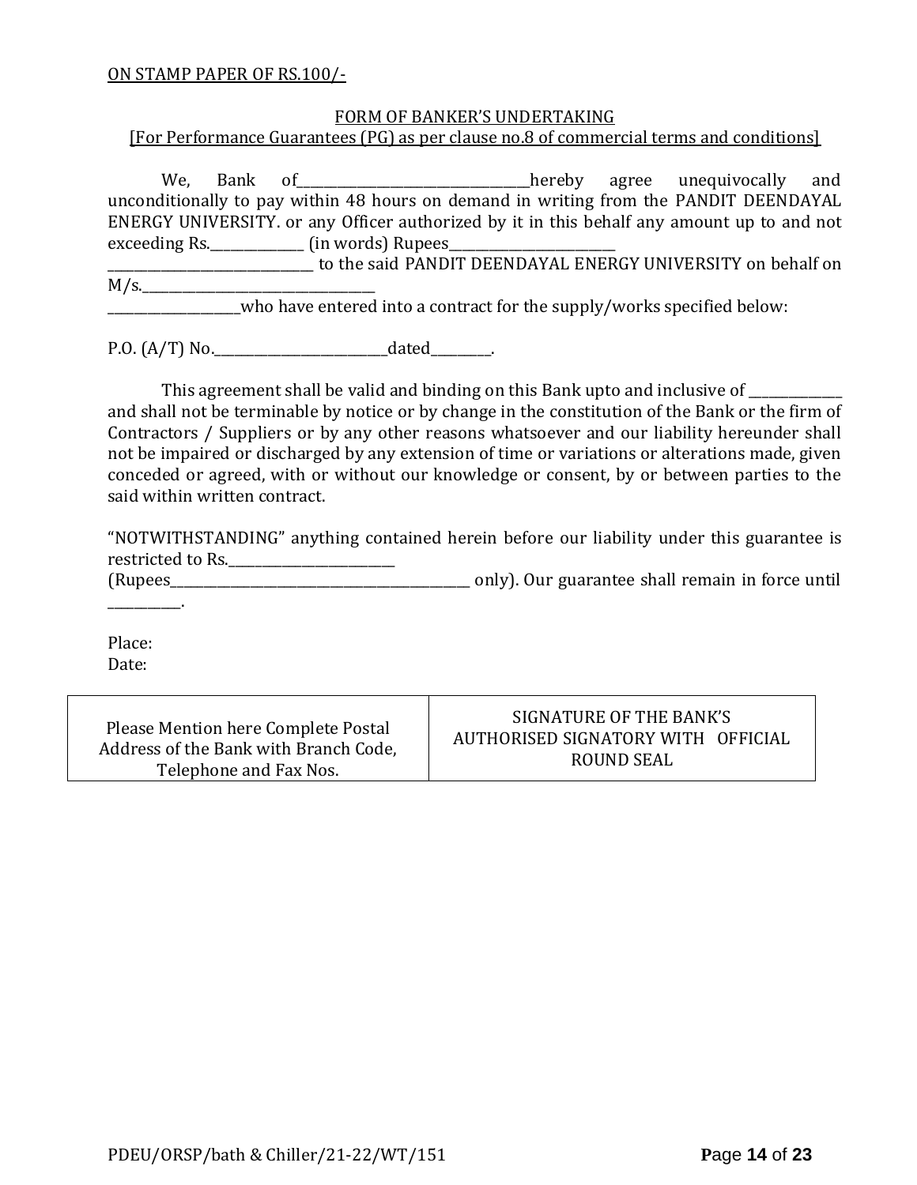ON STAMP PAPER OF RS.100/-

FORM OF BANKER'S UNDERTAKING

[For Performance Guarantees (PG) as per clause no.8 of commercial terms and conditions]

We, Bank of___________________________________hereby agree unequivocally and unconditionally to pay within 48 hours on demand in writing from the PANDIT DEENDAYAL ENERGY UNIVERSITY. or any Officer authorized by it in this behalf any amount up to and not exceeding Rs.______________ (in words) Rupees_________________________ ________________________________ to the said PANDIT DEENDAYAL ENERGY UNIVERSITY on behalf on M/s.____________________________________ ____________________who have entered into a contract for the supply/works specified below:

P.O. (A/T) No.___________________________dated_________.

This agreement shall be valid and binding on this Bank upto and inclusive of ______________ and shall not be terminable by notice or by change in the constitution of the Bank or the firm of Contractors / Suppliers or by any other reasons whatsoever and our liability hereunder shall not be impaired or discharged by any extension of time or variations or alterations made, given conceded or agreed, with or without our knowledge or consent, by or between parties to the said within written contract.

"NOTWITHSTANDING" anything contained herein before our liability under this guarantee is restricted to Rs.__________________________ (Rupees________________________________________________ only). Our guarantee shall remain in force until ___________.

Place:
Date:

| | |
|---|---|
| Please Mention here Complete Postal Address of the Bank with Branch Code, Telephone and Fax Nos. | SIGNATURE OF THE BANK'S AUTHORISED SIGNATORY WITH OFFICIAL ROUND SEAL |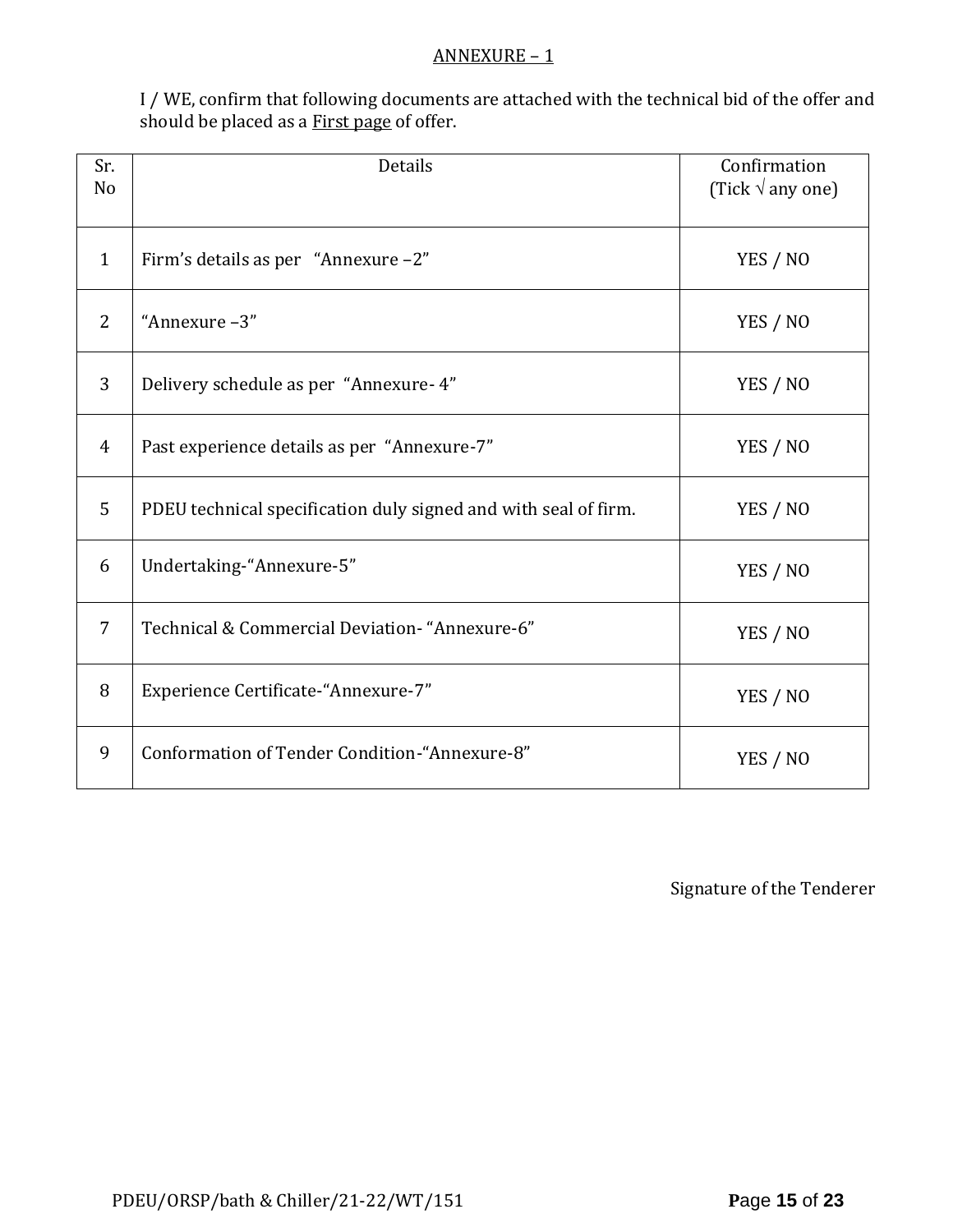## ANNEXURE – 1

I / WE, confirm that following documents are attached with the technical bid of the offer and should be placed as a First page of offer.

| Sr. No | Details | Confirmation (Tick √ any one) |
|---|---|---|
| 1 | Firm's details as per "Annexure –2" | YES / NO |
| 2 | "Annexure –3" | YES / NO |
| 3 | Delivery schedule as per "Annexure- 4" | YES / NO |
| 4 | Past experience details as per "Annexure-7" | YES / NO |
| 5 | PDEU technical specification duly signed and with seal of firm. | YES / NO |
| 6 | Undertaking-"Annexure-5" | YES / NO |
| 7 | Technical & Commercial Deviation- "Annexure-6" | YES / NO |
| 8 | Experience Certificate-"Annexure-7" | YES / NO |
| 9 | Conformation of Tender Condition-"Annexure-8" | YES / NO |

Signature of the Tenderer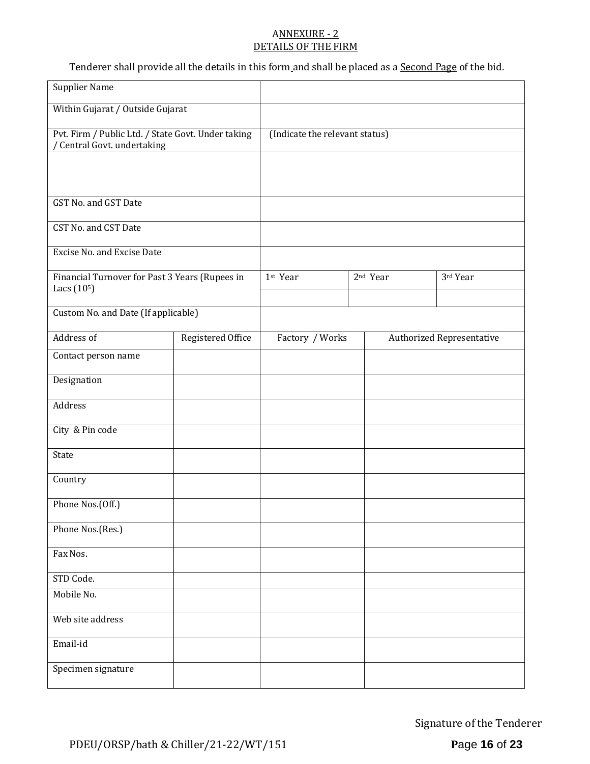ANNEXURE - 2
DETAILS OF THE FIRM

Tenderer shall provide all the details in this form and shall be placed as a Second Page of the bid.

| | | | |
|---|---|---|---|
| Supplier Name | | | |
| Within Gujarat / Outside Gujarat | | | |
| Pvt. Firm / Public Ltd. / State Govt. Under taking / Central Govt. undertaking | (Indicate the relevant status) | | |
| | | | |
| GST No. and GST Date | | | |
| CST No. and CST Date | | | |
| Excise No. and Excise Date | | | |
| Financial Turnover for Past 3 Years (Rupees in Lacs ($10^5$) | 1st Year | 2nd Year | 3rd Year |
| | | | |
| Custom No. and Date (If applicable) | | | |

| Address of | Registered Office | Factory / Works | Authorized Representative |
|---|---|---|---|
| Contact person name | | | |
| Designation | | | |
| Address | | | |
| City & Pin code | | | |
| State | | | |
| Country | | | |
| Phone Nos.(Off.) | | | |
| Phone Nos.(Res.) | | | |
| Fax Nos. | | | |
| STD Code. | | | |
| Mobile No. | | | |
| Web site address | | | |
| Email-id | | | |
| Specimen signature | | | |

Signature of the Tenderer

PDEU/ORSP/bath & Chiller/21-22/WT/151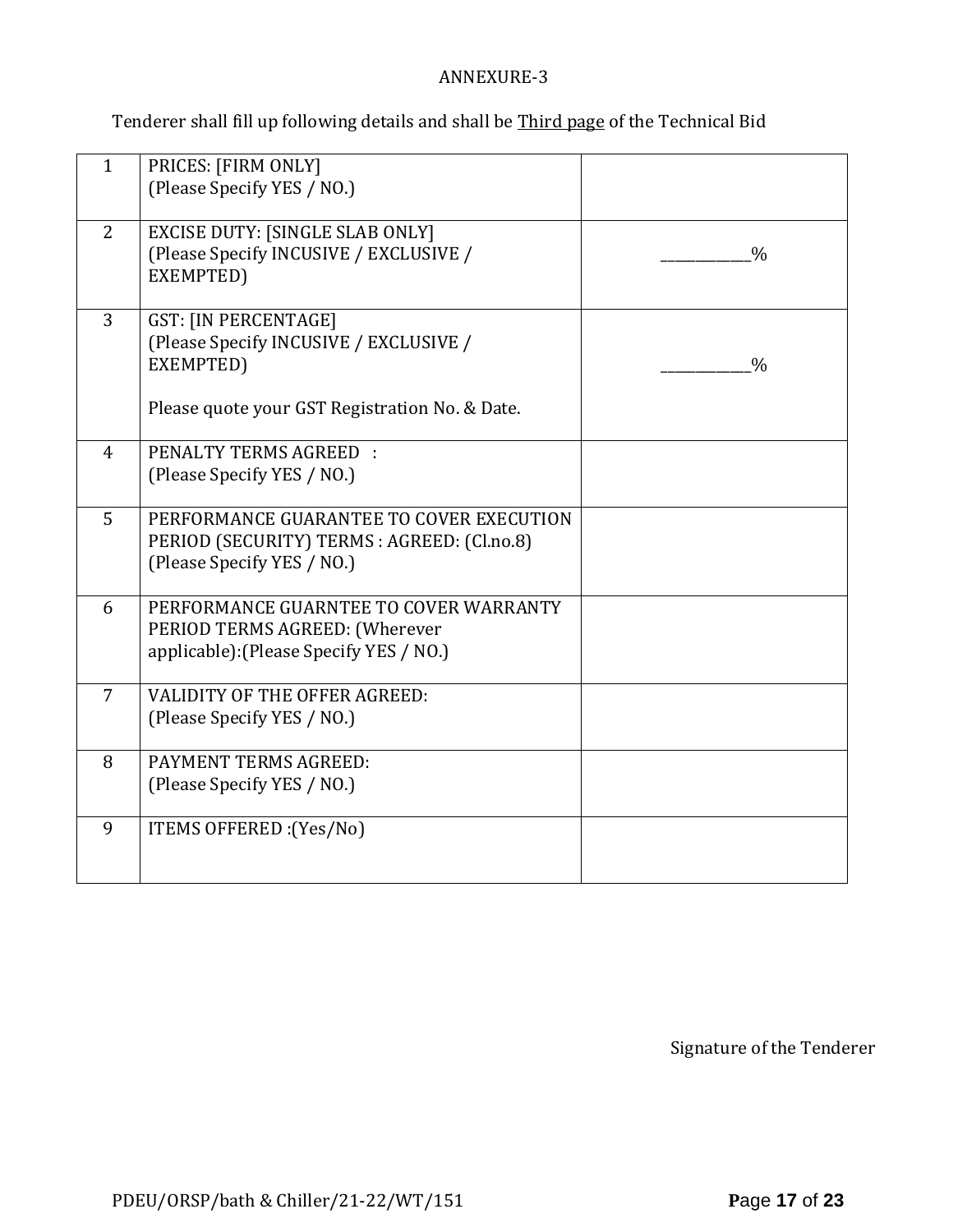ANNEXURE-3

Tenderer shall fill up following details and shall be <u>Third page</u> of the Technical Bid

| | | |
|---|---|---|
| 1 | PRICES: [FIRM ONLY]<br>(Please Specify YES / NO.) | |
| 2 | EXCISE DUTY: [SINGLE SLAB ONLY]<br>(Please Specify INCUSIVE / EXCLUSIVE / EXEMPTED) | ____________% |
| 3 | GST: [IN PERCENTAGE]<br>(Please Specify INCUSIVE / EXCLUSIVE / EXEMPTED)<br><br>Please quote your GST Registration No. & Date. | ____________% |
| 4 | PENALTY TERMS AGREED :<br>(Please Specify YES / NO.) | |
| 5 | PERFORMANCE GUARANTEE TO COVER EXECUTION PERIOD (SECURITY) TERMS : AGREED: (Cl.no.8)<br>(Please Specify YES / NO.) | |
| 6 | PERFORMANCE GUARNTEE TO COVER WARRANTY PERIOD TERMS AGREED: (Wherever applicable):(Please Specify YES / NO.) | |
| 7 | VALIDITY OF THE OFFER AGREED:<br>(Please Specify YES / NO.) | |
| 8 | PAYMENT TERMS AGREED:<br>(Please Specify YES / NO.) | |
| 9 | ITEMS OFFERED :(Yes/No) | |

Signature of the Tenderer

PDEU/ORSP/bath & Chiller/21-22/WT/151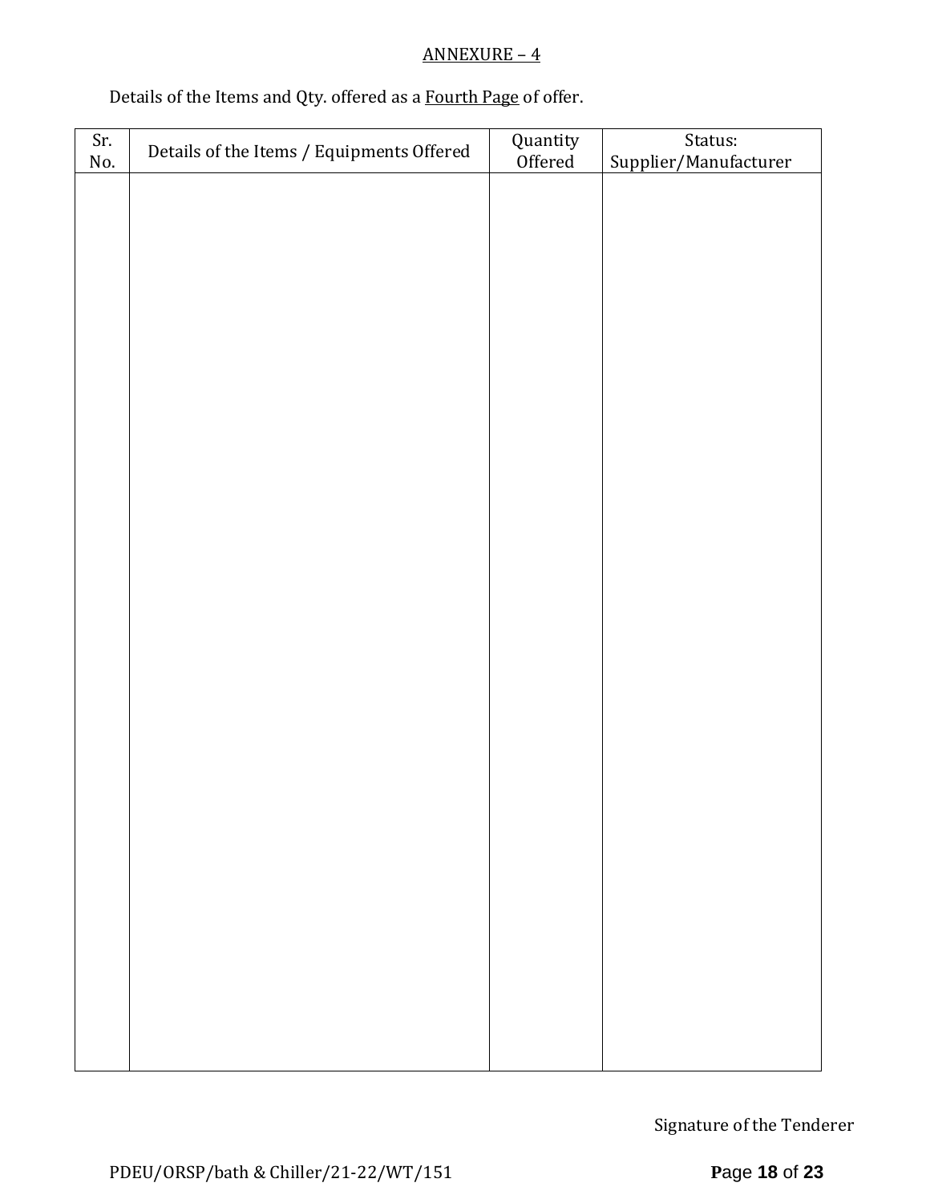ANNEXURE – 4

Details of the Items and Qty. offered as a Fourth Page of offer.

| Sr. No. | Details of the Items / Equipments Offered | Quantity Offered | Status: Supplier/Manufacturer |
|---|---|---|---|
| | | | |

Signature of the Tenderer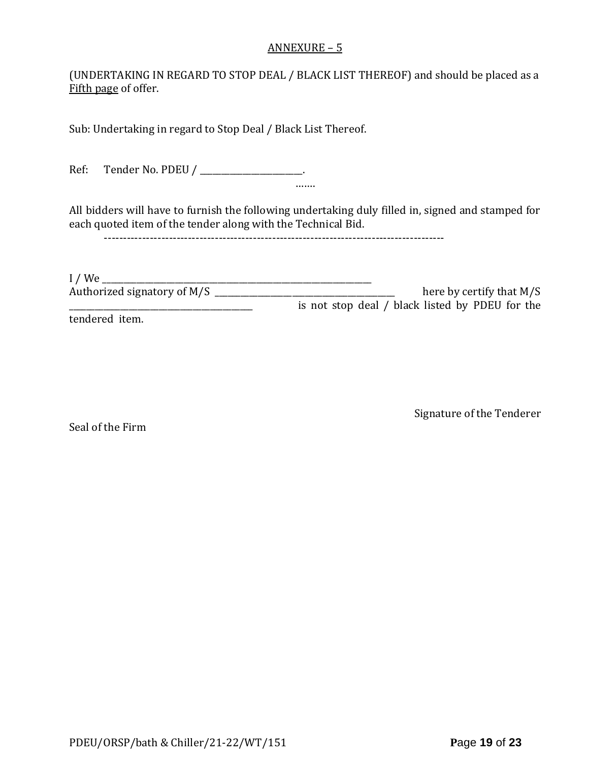ANNEXURE – 5

(UNDERTAKING IN REGARD TO STOP DEAL / BLACK LIST THEREOF) and should be placed as a Fifth page of offer.

Sub: Undertaking in regard to Stop Deal / Black List Thereof.

Ref: Tender No. PDEU / ________________________.

…….

All bidders will have to furnish the following undertaking duly filled in, signed and stamped for each quoted item of the tender along with the Technical Bid.

-------------------------------------------------------------------------------------------

I / We ____________________________________________________________________

Authorized signatory of M/S _____________________________________________ here by certify that M/S _____________________________________________ is not stop deal / black listed by PDEU for the tendered item.

Signature of the Tenderer

Seal of the Firm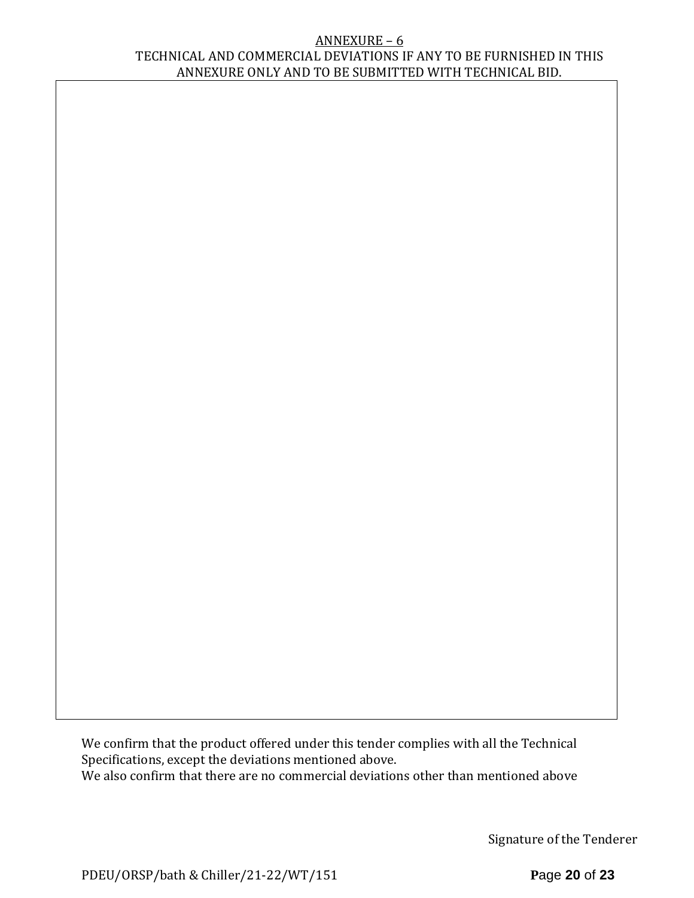## ANNEXURE – 6

TECHNICAL AND COMMERCIAL DEVIATIONS IF ANY TO BE FURNISHED IN THIS ANNEXURE ONLY AND TO BE SUBMITTED WITH TECHNICAL BID.

| |
|---|
| |

We confirm that the product offered under this tender complies with all the Technical Specifications, except the deviations mentioned above.
We also confirm that there are no commercial deviations other than mentioned above

Signature of the Tenderer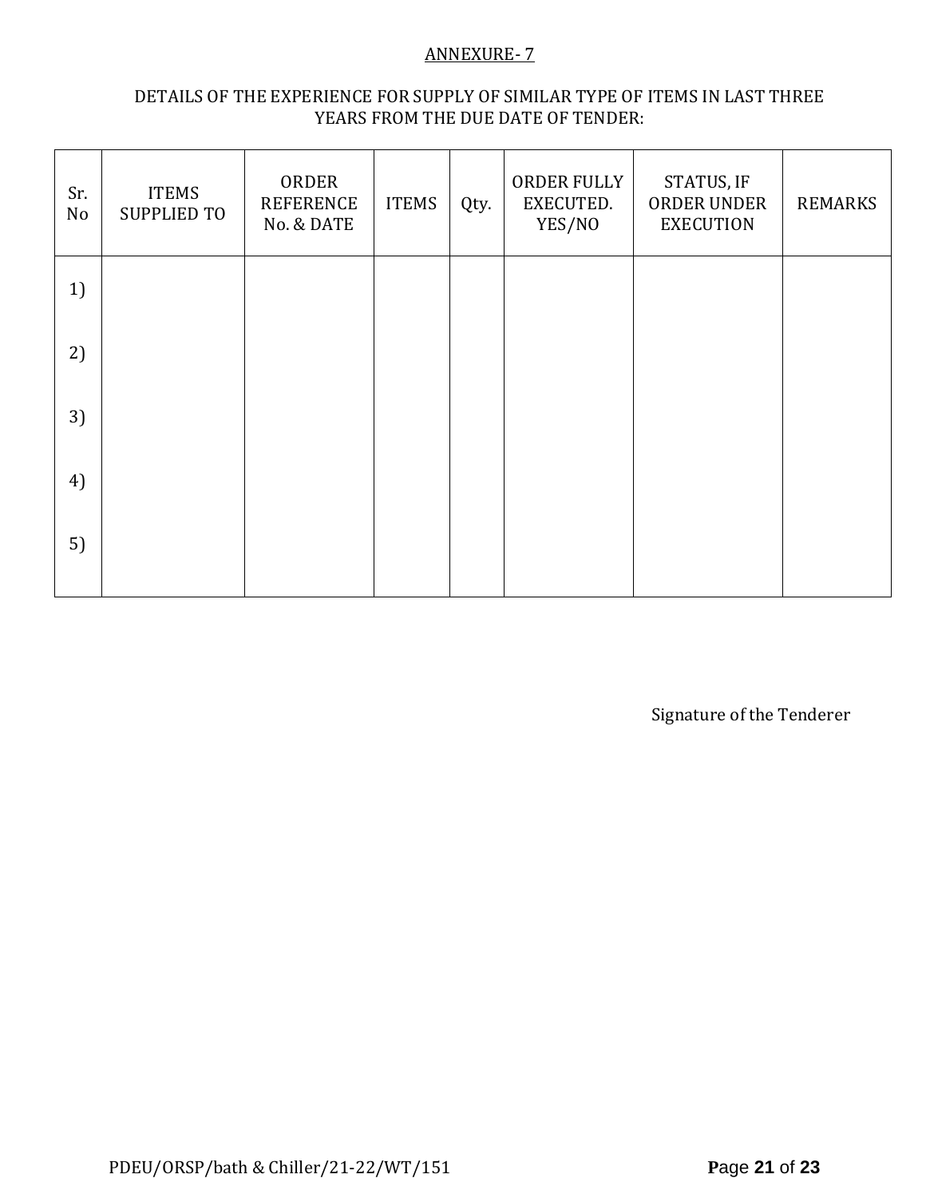ANNEXURE- 7

DETAILS OF THE EXPERIENCE FOR SUPPLY OF SIMILAR TYPE OF ITEMS IN LAST THREE YEARS FROM THE DUE DATE OF TENDER:

| Sr. No | ITEMS SUPPLIED TO | ORDER REFERENCE No. & DATE | ITEMS | Qty. | ORDER FULLY EXECUTED. YES/NO | STATUS, IF ORDER UNDER EXECUTION | REMARKS |
|---|---|---|---|---|---|---|---|
| 1) | | | | | | | |
| 2) | | | | | | | |
| 3) | | | | | | | |
| 4) | | | | | | | |
| 5) | | | | | | | |

Signature of the Tenderer

PDEU/ORSP/bath & Chiller/21-22/WT/151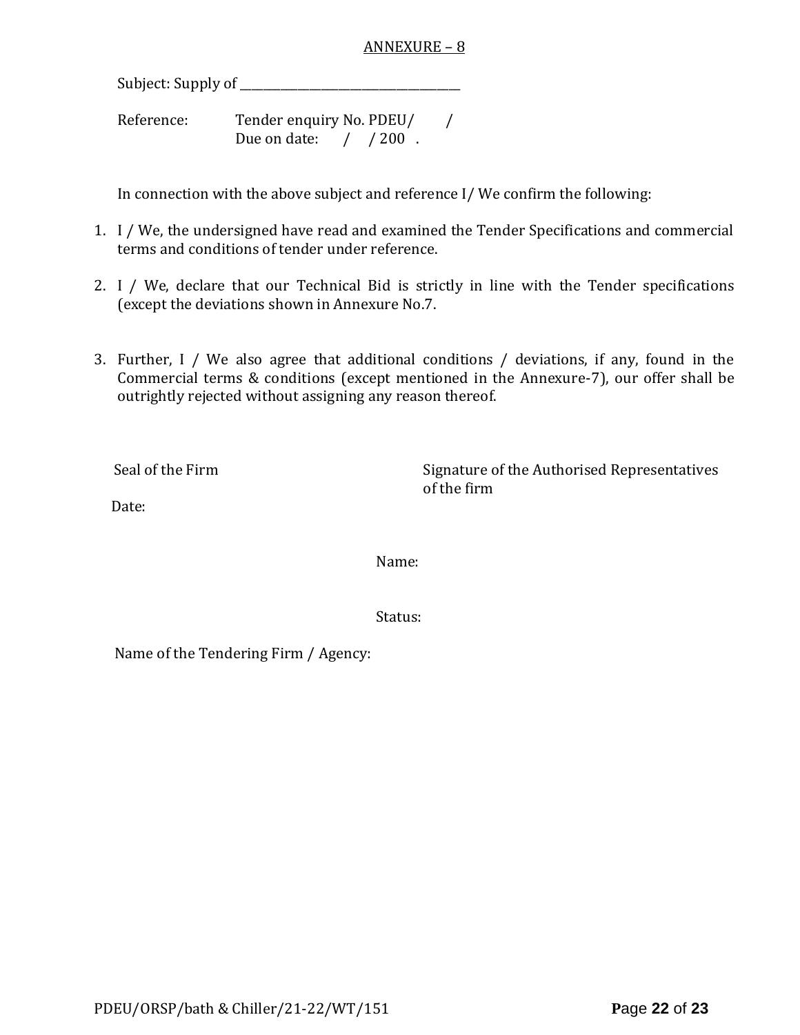## ANNEXURE – 8

Subject: Supply of ______________________________________

Reference: Tender enquiry No. PDEU/ /
Due on date: / / 200 .

In connection with the above subject and reference I/ We confirm the following:

1. I / We, the undersigned have read and examined the Tender Specifications and commercial terms and conditions of tender under reference.

2. I / We, declare that our Technical Bid is strictly in line with the Tender specifications (except the deviations shown in Annexure No.7.

3. Further, I / We also agree that additional conditions / deviations, if any, found in the Commercial terms & conditions (except mentioned in the Annexure-7), our offer shall be outrightly rejected without assigning any reason thereof.

Seal of the Firm

Signature of the Authorised Representatives of the firm

Date:

Name:

Status:

Name of the Tendering Firm / Agency: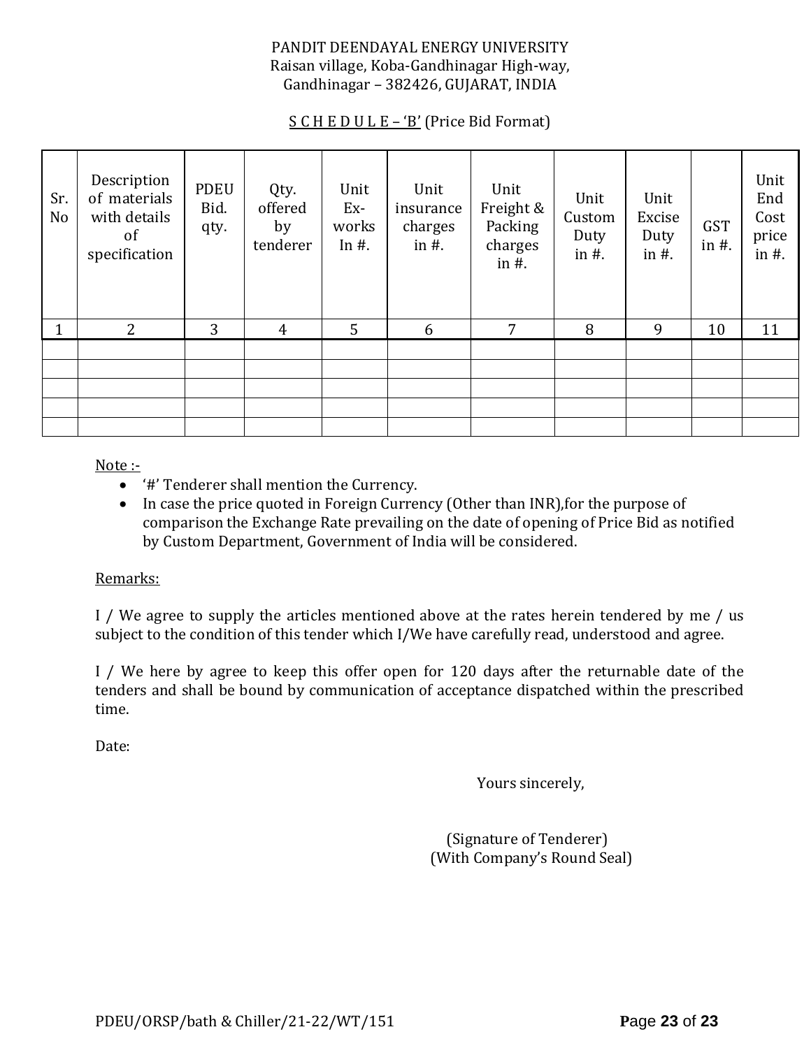PANDIT DEENDAYAL ENERGY UNIVERSITY
Raisan village, Koba-Gandhinagar High-way,
Gandhinagar – 382426, GUJARAT, INDIA

S C H E D U L E – 'B' (Price Bid Format)

| Sr. No | Description of materials with details of specification | PDEU Bid. qty. | Qty. offered by tenderer | Unit Ex-works In #. | Unit insurance charges in #. | Unit Freight & Packing charges in #. | Unit Custom Duty in #. | Unit Excise Duty in #. | GST in #. | Unit End Cost price in #. |
|---|---|---|---|---|---|---|---|---|---|---|
| 1 | 2 | 3 | 4 | 5 | 6 | 7 | 8 | 9 | 10 | 11 |
| | | | | | | | | | | |
| | | | | | | | | | | |
| | | | | | | | | | | |
| | | | | | | | | | | |
| | | | | | | | | | | |

Note :-

- '#' Tenderer shall mention the Currency.
- In case the price quoted in Foreign Currency (Other than INR),for the purpose of comparison the Exchange Rate prevailing on the date of opening of Price Bid as notified by Custom Department, Government of India will be considered.

Remarks:

I / We agree to supply the articles mentioned above at the rates herein tendered by me / us subject to the condition of this tender which I/We have carefully read, understood and agree.

I / We here by agree to keep this offer open for 120 days after the returnable date of the tenders and shall be bound by communication of acceptance dispatched within the prescribed time.

Date:

Yours sincerely,

(Signature of Tenderer)
(With Company's Round Seal)

PDEU/ORSP/bath & Chiller/21-22/WT/151